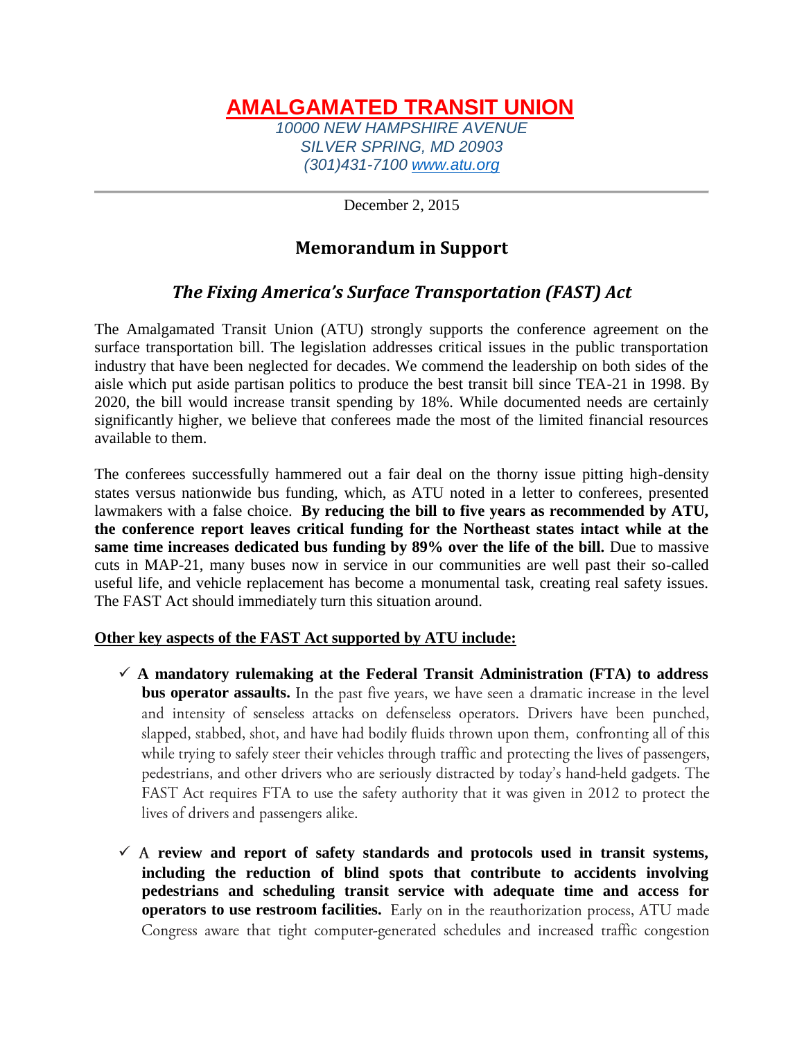# AMALGAMATED TRANSIT UNION

*10000 NEW HAMPSHIRE AVENUE*
*SILVER SPRING, MD 20903*
*(301)431-7100 www.atu.org*

---

December 2, 2015

## Memorandum in Support

### *The Fixing America's Surface Transportation (FAST) Act*

The Amalgamated Transit Union (ATU) strongly supports the conference agreement on the surface transportation bill. The legislation addresses critical issues in the public transportation industry that have been neglected for decades. We commend the leadership on both sides of the aisle which put aside partisan politics to produce the best transit bill since TEA-21 in 1998. By 2020, the bill would increase transit spending by 18%. While documented needs are certainly significantly higher, we believe that conferees made the most of the limited financial resources available to them.

The conferees successfully hammered out a fair deal on the thorny issue pitting high-density states versus nationwide bus funding, which, as ATU noted in a letter to conferees, presented lawmakers with a false choice. **By reducing the bill to five years as recommended by ATU, the conference report leaves critical funding for the Northeast states intact while at the same time increases dedicated bus funding by 89% over the life of the bill.** Due to massive cuts in MAP-21, many buses now in service in our communities are well past their so-called useful life, and vehicle replacement has become a monumental task, creating real safety issues. The FAST Act should immediately turn this situation around.

**Other key aspects of the FAST Act supported by ATU include:**

- ✓ **A mandatory rulemaking at the Federal Transit Administration (FTA) to address bus operator assaults.** In the past five years, we have seen a dramatic increase in the level and intensity of senseless attacks on defenseless operators. Drivers have been punched, slapped, stabbed, shot, and have had bodily fluids thrown upon them, confronting all of this while trying to safely steer their vehicles through traffic and protecting the lives of passengers, pedestrians, and other drivers who are seriously distracted by today's hand-held gadgets. The FAST Act requires FTA to use the safety authority that it was given in 2012 to protect the lives of drivers and passengers alike.

- ✓ A **review and report of safety standards and protocols used in transit systems, including the reduction of blind spots that contribute to accidents involving pedestrians and scheduling transit service with adequate time and access for operators to use restroom facilities.** Early on in the reauthorization process, ATU made Congress aware that tight computer-generated schedules and increased traffic congestion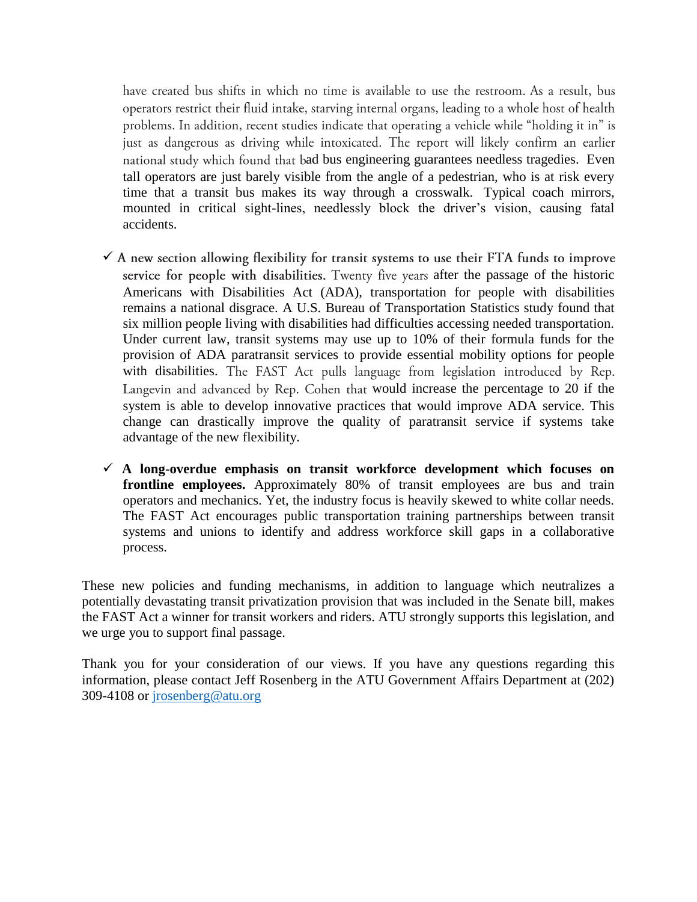have created bus shifts in which no time is available to use the restroom. As a result, bus operators restrict their fluid intake, starving internal organs, leading to a whole host of health problems. In addition, recent studies indicate that operating a vehicle while "holding it in" is just as dangerous as driving while intoxicated. The report will likely confirm an earlier national study which found that bad bus engineering guarantees needless tragedies. Even tall operators are just barely visible from the angle of a pedestrian, who is at risk every time that a transit bus makes its way through a crosswalk. Typical coach mirrors, mounted in critical sight-lines, needlessly block the driver's vision, causing fatal accidents.

- ✓ **A new section allowing flexibility for transit systems to use their FTA funds to improve service for people with disabilities.** Twenty five years after the passage of the historic Americans with Disabilities Act (ADA), transportation for people with disabilities remains a national disgrace. A U.S. Bureau of Transportation Statistics study found that six million people living with disabilities had difficulties accessing needed transportation. Under current law, transit systems may use up to 10% of their formula funds for the provision of ADA paratransit services to provide essential mobility options for people with disabilities. The FAST Act pulls language from legislation introduced by Rep. Langevin and advanced by Rep. Cohen that would increase the percentage to 20 if the system is able to develop innovative practices that would improve ADA service. This change can drastically improve the quality of paratransit service if systems take advantage of the new flexibility.

- ✓ **A long-overdue emphasis on transit workforce development which focuses on frontline employees.** Approximately 80% of transit employees are bus and train operators and mechanics. Yet, the industry focus is heavily skewed to white collar needs. The FAST Act encourages public transportation training partnerships between transit systems and unions to identify and address workforce skill gaps in a collaborative process.

These new policies and funding mechanisms, in addition to language which neutralizes a potentially devastating transit privatization provision that was included in the Senate bill, makes the FAST Act a winner for transit workers and riders. ATU strongly supports this legislation, and we urge you to support final passage.

Thank you for your consideration of our views. If you have any questions regarding this information, please contact Jeff Rosenberg in the ATU Government Affairs Department at (202) 309-4108 or [jrosenberg@atu.org](mailto:jrosenberg@atu.org)